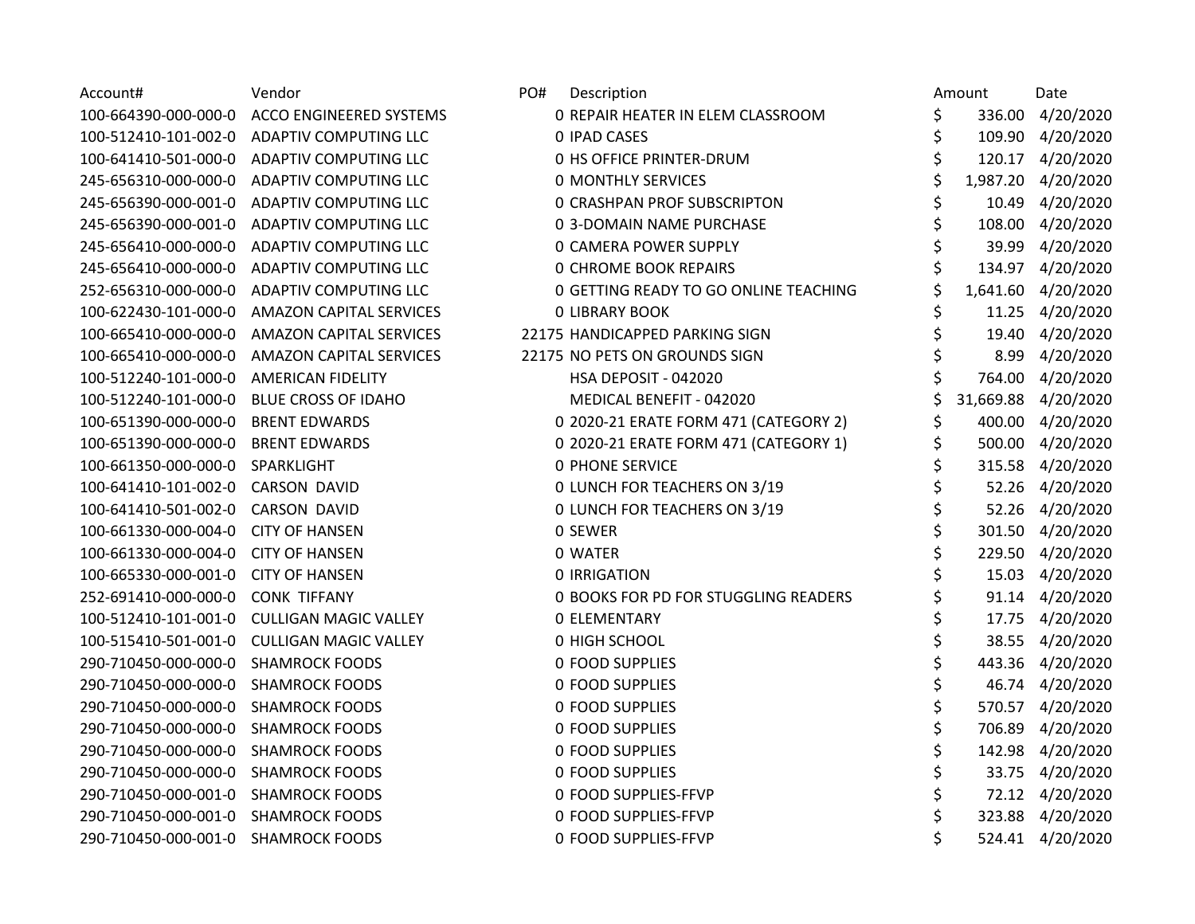| Account# | Vendor | PO# | Description | Amount | Date |
|---|---|---|---|---|---|
| 100-664390-000-000-0 | ACCO ENGINEERED SYSTEMS | 0 | REPAIR HEATER IN ELEM CLASSROOM | $ 336.00 | 4/20/2020 |
| 100-512410-101-002-0 | ADAPTIV COMPUTING LLC | 0 | IPAD CASES | $ 109.90 | 4/20/2020 |
| 100-641410-501-000-0 | ADAPTIV COMPUTING LLC | 0 | HS OFFICE PRINTER-DRUM | $ 120.17 | 4/20/2020 |
| 245-656310-000-000-0 | ADAPTIV COMPUTING LLC | 0 | MONTHLY SERVICES | $ 1,987.20 | 4/20/2020 |
| 245-656390-000-001-0 | ADAPTIV COMPUTING LLC | 0 | CRASHPAN PROF SUBSCRIPTON | $ 10.49 | 4/20/2020 |
| 245-656390-000-001-0 | ADAPTIV COMPUTING LLC | 0 | 3-DOMAIN NAME PURCHASE | $ 108.00 | 4/20/2020 |
| 245-656410-000-000-0 | ADAPTIV COMPUTING LLC | 0 | CAMERA POWER SUPPLY | $ 39.99 | 4/20/2020 |
| 245-656410-000-000-0 | ADAPTIV COMPUTING LLC | 0 | CHROME BOOK REPAIRS | $ 134.97 | 4/20/2020 |
| 252-656310-000-000-0 | ADAPTIV COMPUTING LLC | 0 | GETTING READY TO GO ONLINE TEACHING | $ 1,641.60 | 4/20/2020 |
| 100-622430-101-000-0 | AMAZON CAPITAL SERVICES | 0 | LIBRARY BOOK | $ 11.25 | 4/20/2020 |
| 100-665410-000-000-0 | AMAZON CAPITAL SERVICES | 22175 | HANDICAPPED PARKING SIGN | $ 19.40 | 4/20/2020 |
| 100-665410-000-000-0 | AMAZON CAPITAL SERVICES | 22175 | NO PETS ON GROUNDS SIGN | $ 8.99 | 4/20/2020 |
| 100-512240-101-000-0 | AMERICAN FIDELITY | | HSA DEPOSIT - 042020 | $ 764.00 | 4/20/2020 |
| 100-512240-101-000-0 | BLUE CROSS OF IDAHO | | MEDICAL BENEFIT - 042020 | $ 31,669.88 | 4/20/2020 |
| 100-651390-000-000-0 | BRENT EDWARDS | 0 | 2020-21 ERATE FORM 471 (CATEGORY 2) | $ 400.00 | 4/20/2020 |
| 100-651390-000-000-0 | BRENT EDWARDS | 0 | 2020-21 ERATE FORM 471 (CATEGORY 1) | $ 500.00 | 4/20/2020 |
| 100-661350-000-000-0 | SPARKLIGHT | 0 | PHONE SERVICE | $ 315.58 | 4/20/2020 |
| 100-641410-101-002-0 | CARSON DAVID | 0 | LUNCH FOR TEACHERS ON 3/19 | $ 52.26 | 4/20/2020 |
| 100-641410-501-002-0 | CARSON DAVID | 0 | LUNCH FOR TEACHERS ON 3/19 | $ 52.26 | 4/20/2020 |
| 100-661330-000-004-0 | CITY OF HANSEN | 0 | SEWER | $ 301.50 | 4/20/2020 |
| 100-661330-000-004-0 | CITY OF HANSEN | 0 | WATER | $ 229.50 | 4/20/2020 |
| 100-665330-000-001-0 | CITY OF HANSEN | 0 | IRRIGATION | $ 15.03 | 4/20/2020 |
| 252-691410-000-000-0 | CONK TIFFANY | 0 | BOOKS FOR PD FOR STUGGLING READERS | $ 91.14 | 4/20/2020 |
| 100-512410-101-001-0 | CULLIGAN MAGIC VALLEY | 0 | ELEMENTARY | $ 17.75 | 4/20/2020 |
| 100-515410-501-001-0 | CULLIGAN MAGIC VALLEY | 0 | HIGH SCHOOL | $ 38.55 | 4/20/2020 |
| 290-710450-000-000-0 | SHAMROCK FOODS | 0 | FOOD SUPPLIES | $ 443.36 | 4/20/2020 |
| 290-710450-000-000-0 | SHAMROCK FOODS | 0 | FOOD SUPPLIES | $ 46.74 | 4/20/2020 |
| 290-710450-000-000-0 | SHAMROCK FOODS | 0 | FOOD SUPPLIES | $ 570.57 | 4/20/2020 |
| 290-710450-000-000-0 | SHAMROCK FOODS | 0 | FOOD SUPPLIES | $ 706.89 | 4/20/2020 |
| 290-710450-000-000-0 | SHAMROCK FOODS | 0 | FOOD SUPPLIES | $ 142.98 | 4/20/2020 |
| 290-710450-000-000-0 | SHAMROCK FOODS | 0 | FOOD SUPPLIES | $ 33.75 | 4/20/2020 |
| 290-710450-000-001-0 | SHAMROCK FOODS | 0 | FOOD SUPPLIES-FFVP | $ 72.12 | 4/20/2020 |
| 290-710450-000-001-0 | SHAMROCK FOODS | 0 | FOOD SUPPLIES-FFVP | $ 323.88 | 4/20/2020 |
| 290-710450-000-001-0 | SHAMROCK FOODS | 0 | FOOD SUPPLIES-FFVP | $ 524.41 | 4/20/2020 |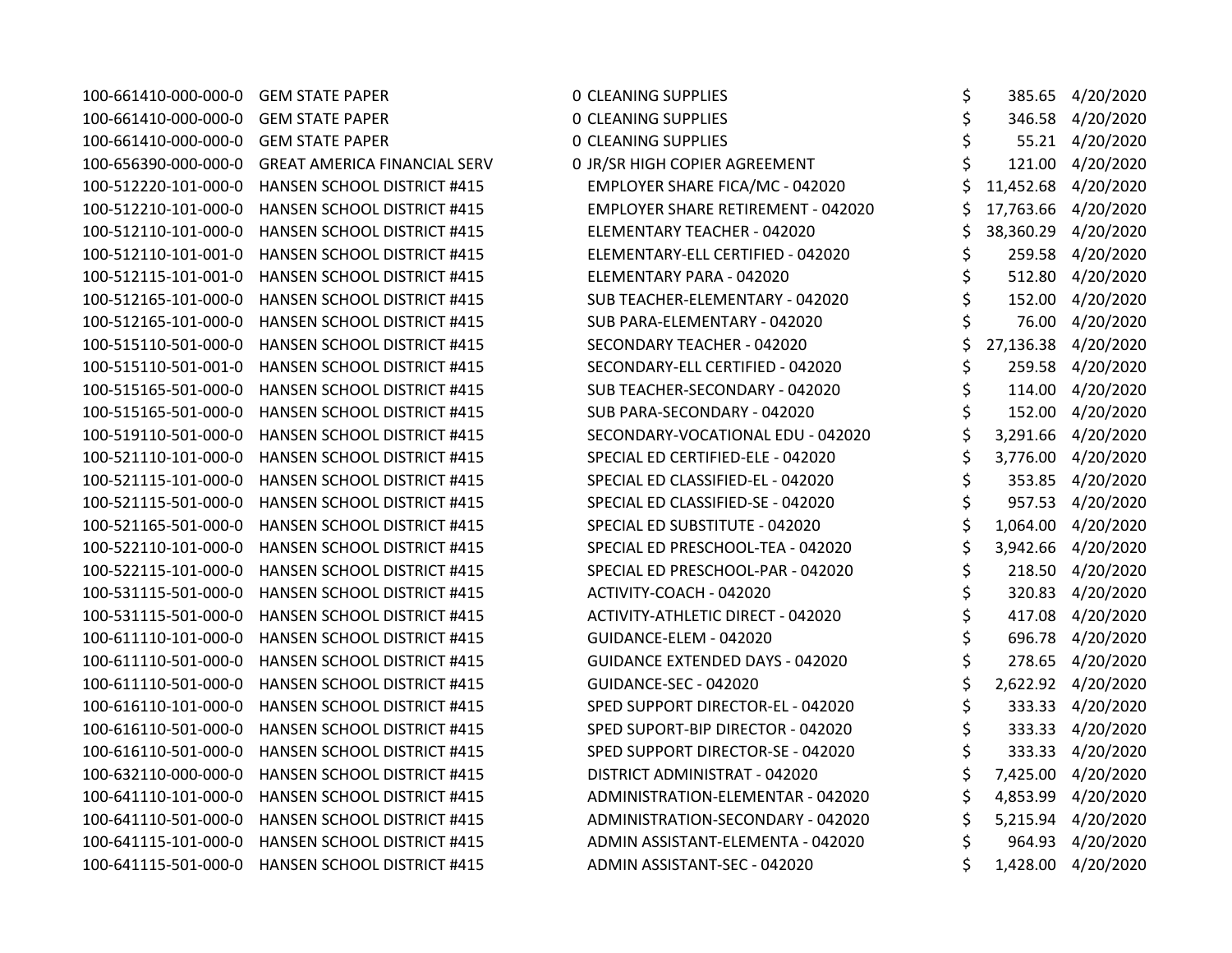| | | | | | |
|---|---|---|---|---|---|
| 100-661410-000-000-0 | GEM STATE PAPER | 0 CLEANING SUPPLIES | $ | 385.65 | 4/20/2020 |
| 100-661410-000-000-0 | GEM STATE PAPER | 0 CLEANING SUPPLIES | $ | 346.58 | 4/20/2020 |
| 100-661410-000-000-0 | GEM STATE PAPER | 0 CLEANING SUPPLIES | $ | 55.21 | 4/20/2020 |
| 100-656390-000-000-0 | GREAT AMERICA FINANCIAL SERV | 0 JR/SR HIGH COPIER AGREEMENT | $ | 121.00 | 4/20/2020 |
| 100-512220-101-000-0 | HANSEN SCHOOL DISTRICT #415 | EMPLOYER SHARE FICA/MC - 042020 | $ | 11,452.68 | 4/20/2020 |
| 100-512210-101-000-0 | HANSEN SCHOOL DISTRICT #415 | EMPLOYER SHARE RETIREMENT - 042020 | $ | 17,763.66 | 4/20/2020 |
| 100-512110-101-000-0 | HANSEN SCHOOL DISTRICT #415 | ELEMENTARY TEACHER - 042020 | $ | 38,360.29 | 4/20/2020 |
| 100-512110-101-001-0 | HANSEN SCHOOL DISTRICT #415 | ELEMENTARY-ELL CERTIFIED - 042020 | $ | 259.58 | 4/20/2020 |
| 100-512115-101-001-0 | HANSEN SCHOOL DISTRICT #415 | ELEMENTARY PARA - 042020 | $ | 512.80 | 4/20/2020 |
| 100-512165-101-000-0 | HANSEN SCHOOL DISTRICT #415 | SUB TEACHER-ELEMENTARY - 042020 | $ | 152.00 | 4/20/2020 |
| 100-512165-101-000-0 | HANSEN SCHOOL DISTRICT #415 | SUB PARA-ELEMENTARY - 042020 | $ | 76.00 | 4/20/2020 |
| 100-515110-501-000-0 | HANSEN SCHOOL DISTRICT #415 | SECONDARY TEACHER - 042020 | $ | 27,136.38 | 4/20/2020 |
| 100-515110-501-001-0 | HANSEN SCHOOL DISTRICT #415 | SECONDARY-ELL CERTIFIED - 042020 | $ | 259.58 | 4/20/2020 |
| 100-515165-501-000-0 | HANSEN SCHOOL DISTRICT #415 | SUB TEACHER-SECONDARY - 042020 | $ | 114.00 | 4/20/2020 |
| 100-515165-501-000-0 | HANSEN SCHOOL DISTRICT #415 | SUB PARA-SECONDARY - 042020 | $ | 152.00 | 4/20/2020 |
| 100-519110-501-000-0 | HANSEN SCHOOL DISTRICT #415 | SECONDARY-VOCATIONAL EDU - 042020 | $ | 3,291.66 | 4/20/2020 |
| 100-521110-101-000-0 | HANSEN SCHOOL DISTRICT #415 | SPECIAL ED CERTIFIED-ELE - 042020 | $ | 3,776.00 | 4/20/2020 |
| 100-521115-101-000-0 | HANSEN SCHOOL DISTRICT #415 | SPECIAL ED CLASSIFIED-EL - 042020 | $ | 353.85 | 4/20/2020 |
| 100-521115-501-000-0 | HANSEN SCHOOL DISTRICT #415 | SPECIAL ED CLASSIFIED-SE - 042020 | $ | 957.53 | 4/20/2020 |
| 100-521165-501-000-0 | HANSEN SCHOOL DISTRICT #415 | SPECIAL ED SUBSTITUTE - 042020 | $ | 1,064.00 | 4/20/2020 |
| 100-522110-101-000-0 | HANSEN SCHOOL DISTRICT #415 | SPECIAL ED PRESCHOOL-TEA - 042020 | $ | 3,942.66 | 4/20/2020 |
| 100-522115-101-000-0 | HANSEN SCHOOL DISTRICT #415 | SPECIAL ED PRESCHOOL-PAR - 042020 | $ | 218.50 | 4/20/2020 |
| 100-531115-501-000-0 | HANSEN SCHOOL DISTRICT #415 | ACTIVITY-COACH - 042020 | $ | 320.83 | 4/20/2020 |
| 100-531115-501-000-0 | HANSEN SCHOOL DISTRICT #415 | ACTIVITY-ATHLETIC DIRECT - 042020 | $ | 417.08 | 4/20/2020 |
| 100-611110-101-000-0 | HANSEN SCHOOL DISTRICT #415 | GUIDANCE-ELEM - 042020 | $ | 696.78 | 4/20/2020 |
| 100-611110-501-000-0 | HANSEN SCHOOL DISTRICT #415 | GUIDANCE EXTENDED DAYS - 042020 | $ | 278.65 | 4/20/2020 |
| 100-611110-501-000-0 | HANSEN SCHOOL DISTRICT #415 | GUIDANCE-SEC - 042020 | $ | 2,622.92 | 4/20/2020 |
| 100-616110-101-000-0 | HANSEN SCHOOL DISTRICT #415 | SPED SUPPORT DIRECTOR-EL - 042020 | $ | 333.33 | 4/20/2020 |
| 100-616110-501-000-0 | HANSEN SCHOOL DISTRICT #415 | SPED SUPORT-BIP DIRECTOR - 042020 | $ | 333.33 | 4/20/2020 |
| 100-616110-501-000-0 | HANSEN SCHOOL DISTRICT #415 | SPED SUPPORT DIRECTOR-SE - 042020 | $ | 333.33 | 4/20/2020 |
| 100-632110-000-000-0 | HANSEN SCHOOL DISTRICT #415 | DISTRICT ADMINISTRAT - 042020 | $ | 7,425.00 | 4/20/2020 |
| 100-641110-101-000-0 | HANSEN SCHOOL DISTRICT #415 | ADMINISTRATION-ELEMENTAR - 042020 | $ | 4,853.99 | 4/20/2020 |
| 100-641110-501-000-0 | HANSEN SCHOOL DISTRICT #415 | ADMINISTRATION-SECONDARY - 042020 | $ | 5,215.94 | 4/20/2020 |
| 100-641115-101-000-0 | HANSEN SCHOOL DISTRICT #415 | ADMIN ASSISTANT-ELEMENTA - 042020 | $ | 964.93 | 4/20/2020 |
| 100-641115-501-000-0 | HANSEN SCHOOL DISTRICT #415 | ADMIN ASSISTANT-SEC - 042020 | $ | 1,428.00 | 4/20/2020 |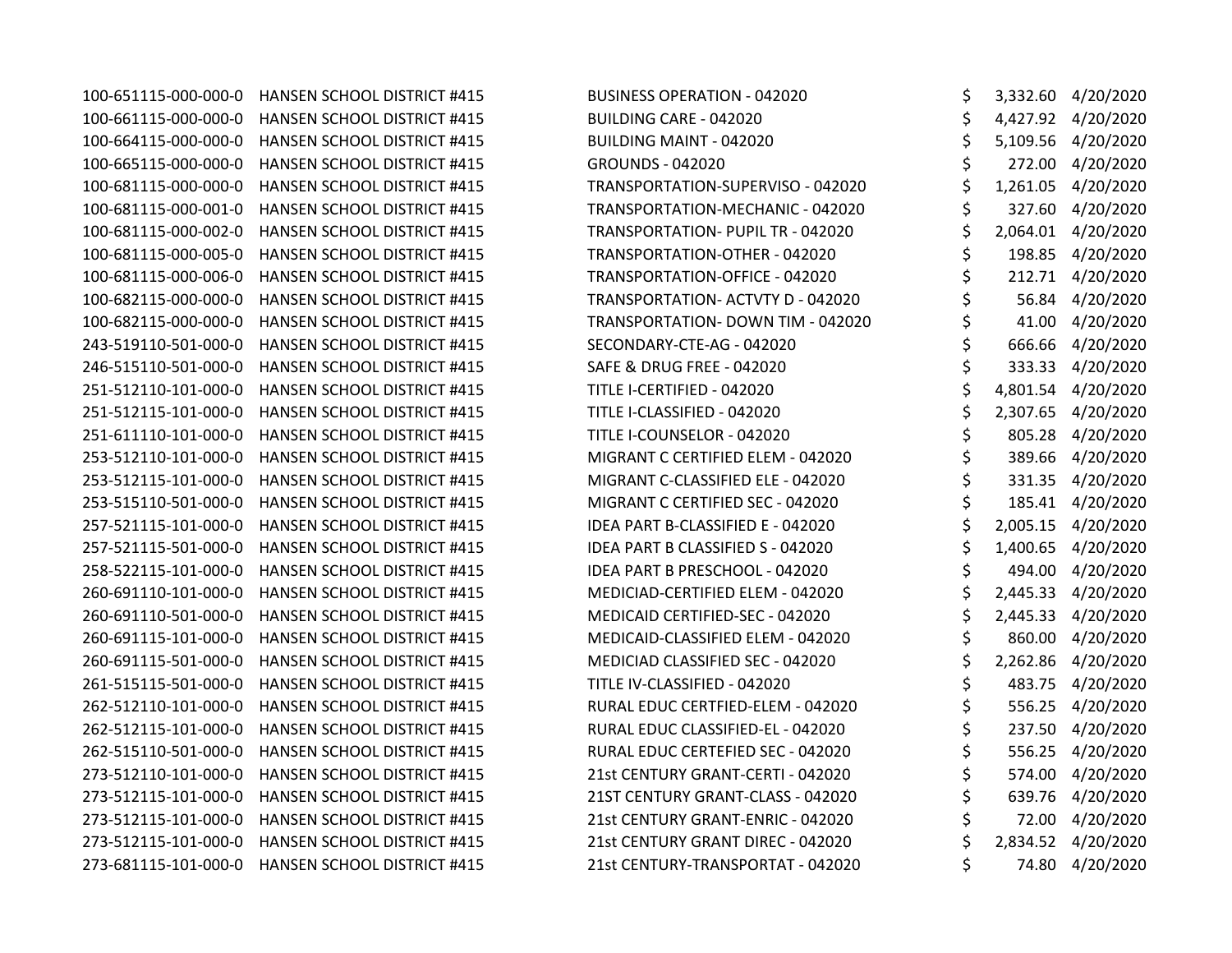| | | | | |
|---|---|---|---|---|
| 100-651115-000-000-0 | HANSEN SCHOOL DISTRICT #415 | BUSINESS OPERATION - 042020 | $ 3,332.60 | 4/20/2020 |
| 100-661115-000-000-0 | HANSEN SCHOOL DISTRICT #415 | BUILDING CARE - 042020 | $ 4,427.92 | 4/20/2020 |
| 100-664115-000-000-0 | HANSEN SCHOOL DISTRICT #415 | BUILDING MAINT - 042020 | $ 5,109.56 | 4/20/2020 |
| 100-665115-000-000-0 | HANSEN SCHOOL DISTRICT #415 | GROUNDS - 042020 | $ 272.00 | 4/20/2020 |
| 100-681115-000-000-0 | HANSEN SCHOOL DISTRICT #415 | TRANSPORTATION-SUPERVISO - 042020 | $ 1,261.05 | 4/20/2020 |
| 100-681115-000-001-0 | HANSEN SCHOOL DISTRICT #415 | TRANSPORTATION-MECHANIC - 042020 | $ 327.60 | 4/20/2020 |
| 100-681115-000-002-0 | HANSEN SCHOOL DISTRICT #415 | TRANSPORTATION- PUPIL TR - 042020 | $ 2,064.01 | 4/20/2020 |
| 100-681115-000-005-0 | HANSEN SCHOOL DISTRICT #415 | TRANSPORTATION-OTHER - 042020 | $ 198.85 | 4/20/2020 |
| 100-681115-000-006-0 | HANSEN SCHOOL DISTRICT #415 | TRANSPORTATION-OFFICE - 042020 | $ 212.71 | 4/20/2020 |
| 100-682115-000-000-0 | HANSEN SCHOOL DISTRICT #415 | TRANSPORTATION- ACTVTY D - 042020 | $ 56.84 | 4/20/2020 |
| 100-682115-000-000-0 | HANSEN SCHOOL DISTRICT #415 | TRANSPORTATION- DOWN TIM - 042020 | $ 41.00 | 4/20/2020 |
| 243-519110-501-000-0 | HANSEN SCHOOL DISTRICT #415 | SECONDARY-CTE-AG - 042020 | $ 666.66 | 4/20/2020 |
| 246-515110-501-000-0 | HANSEN SCHOOL DISTRICT #415 | SAFE & DRUG FREE - 042020 | $ 333.33 | 4/20/2020 |
| 251-512110-101-000-0 | HANSEN SCHOOL DISTRICT #415 | TITLE I-CERTIFIED - 042020 | $ 4,801.54 | 4/20/2020 |
| 251-512115-101-000-0 | HANSEN SCHOOL DISTRICT #415 | TITLE I-CLASSIFIED - 042020 | $ 2,307.65 | 4/20/2020 |
| 251-611110-101-000-0 | HANSEN SCHOOL DISTRICT #415 | TITLE I-COUNSELOR - 042020 | $ 805.28 | 4/20/2020 |
| 253-512110-101-000-0 | HANSEN SCHOOL DISTRICT #415 | MIGRANT C CERTIFIED ELEM - 042020 | $ 389.66 | 4/20/2020 |
| 253-512115-101-000-0 | HANSEN SCHOOL DISTRICT #415 | MIGRANT C-CLASSIFIED ELE - 042020 | $ 331.35 | 4/20/2020 |
| 253-515110-501-000-0 | HANSEN SCHOOL DISTRICT #415 | MIGRANT C CERTIFIED SEC - 042020 | $ 185.41 | 4/20/2020 |
| 257-521115-101-000-0 | HANSEN SCHOOL DISTRICT #415 | IDEA PART B-CLASSIFIED E - 042020 | $ 2,005.15 | 4/20/2020 |
| 257-521115-501-000-0 | HANSEN SCHOOL DISTRICT #415 | IDEA PART B CLASSIFIED S - 042020 | $ 1,400.65 | 4/20/2020 |
| 258-522115-101-000-0 | HANSEN SCHOOL DISTRICT #415 | IDEA PART B PRESCHOOL - 042020 | $ 494.00 | 4/20/2020 |
| 260-691110-101-000-0 | HANSEN SCHOOL DISTRICT #415 | MEDICIAD-CERTIFIED ELEM - 042020 | $ 2,445.33 | 4/20/2020 |
| 260-691110-501-000-0 | HANSEN SCHOOL DISTRICT #415 | MEDICAID CERTIFIED-SEC - 042020 | $ 2,445.33 | 4/20/2020 |
| 260-691115-101-000-0 | HANSEN SCHOOL DISTRICT #415 | MEDICAID-CLASSIFIED ELEM - 042020 | $ 860.00 | 4/20/2020 |
| 260-691115-501-000-0 | HANSEN SCHOOL DISTRICT #415 | MEDICIAD CLASSIFIED SEC - 042020 | $ 2,262.86 | 4/20/2020 |
| 261-515115-501-000-0 | HANSEN SCHOOL DISTRICT #415 | TITLE IV-CLASSIFIED - 042020 | $ 483.75 | 4/20/2020 |
| 262-512110-101-000-0 | HANSEN SCHOOL DISTRICT #415 | RURAL EDUC CERTFIED-ELEM - 042020 | $ 556.25 | 4/20/2020 |
| 262-512115-101-000-0 | HANSEN SCHOOL DISTRICT #415 | RURAL EDUC CLASSIFIED-EL - 042020 | $ 237.50 | 4/20/2020 |
| 262-515110-501-000-0 | HANSEN SCHOOL DISTRICT #415 | RURAL EDUC CERTEFIED SEC - 042020 | $ 556.25 | 4/20/2020 |
| 273-512110-101-000-0 | HANSEN SCHOOL DISTRICT #415 | 21st CENTURY GRANT-CERTI - 042020 | $ 574.00 | 4/20/2020 |
| 273-512115-101-000-0 | HANSEN SCHOOL DISTRICT #415 | 21ST CENTURY GRANT-CLASS - 042020 | $ 639.76 | 4/20/2020 |
| 273-512115-101-000-0 | HANSEN SCHOOL DISTRICT #415 | 21st CENTURY GRANT-ENRIC - 042020 | $ 72.00 | 4/20/2020 |
| 273-512115-101-000-0 | HANSEN SCHOOL DISTRICT #415 | 21st CENTURY GRANT DIREC - 042020 | $ 2,834.52 | 4/20/2020 |
| 273-681115-101-000-0 | HANSEN SCHOOL DISTRICT #415 | 21st CENTURY-TRANSPORTAT - 042020 | $ 74.80 | 4/20/2020 |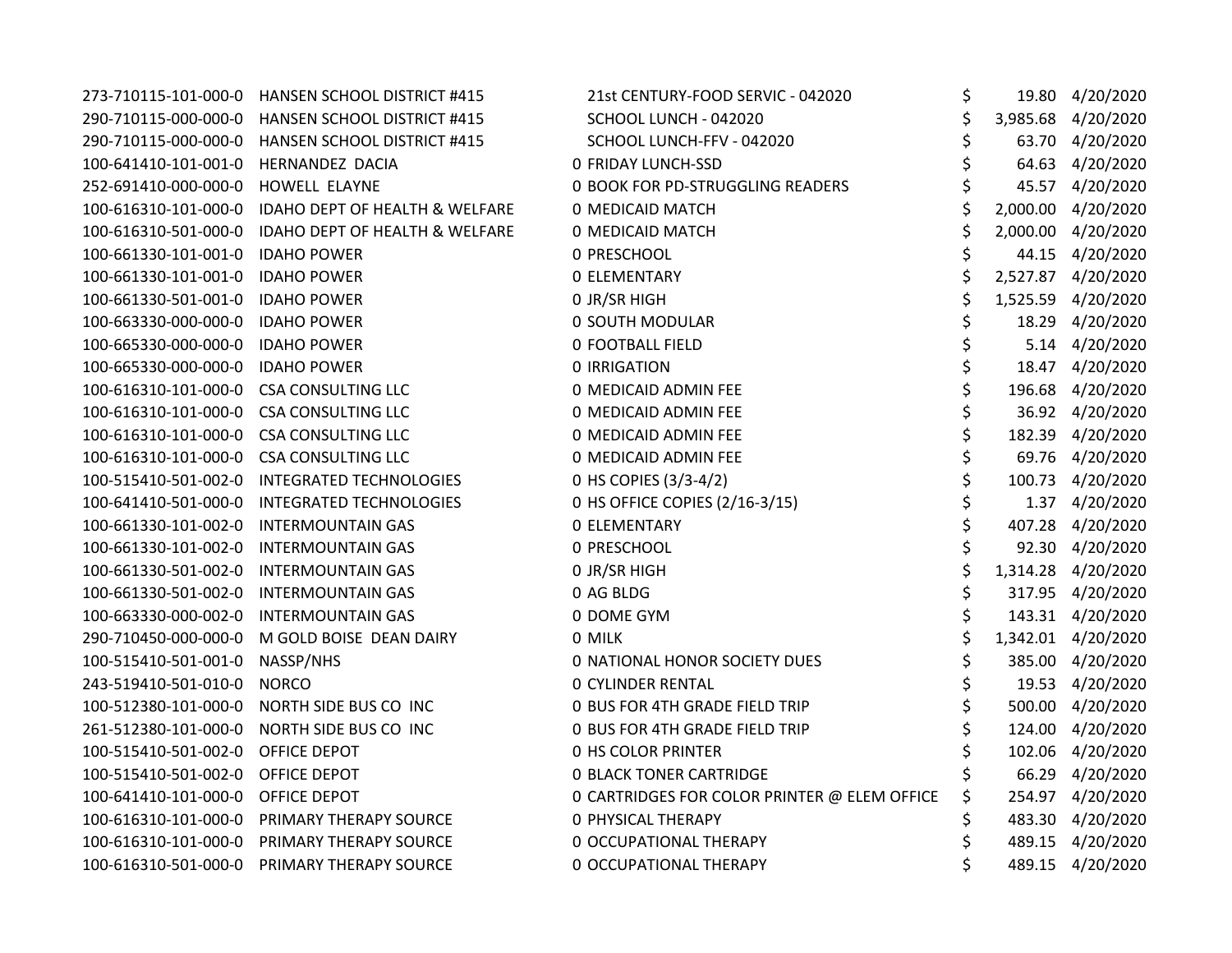| | | | | |
|---|---|---|---|---|
| 273-710115-101-000-0 | HANSEN SCHOOL DISTRICT #415 | 21st CENTURY-FOOD SERVIC - 042020 | $ 19.80 | 4/20/2020 |
| 290-710115-000-000-0 | HANSEN SCHOOL DISTRICT #415 | SCHOOL LUNCH - 042020 | $ 3,985.68 | 4/20/2020 |
| 290-710115-000-000-0 | HANSEN SCHOOL DISTRICT #415 | SCHOOL LUNCH-FFV - 042020 | $ 63.70 | 4/20/2020 |
| 100-641410-101-001-0 | HERNANDEZ DACIA | 0 FRIDAY LUNCH-SSD | $ 64.63 | 4/20/2020 |
| 252-691410-000-000-0 | HOWELL ELAYNE | 0 BOOK FOR PD-STRUGGLING READERS | $ 45.57 | 4/20/2020 |
| 100-616310-101-000-0 | IDAHO DEPT OF HEALTH & WELFARE | 0 MEDICAID MATCH | $ 2,000.00 | 4/20/2020 |
| 100-616310-501-000-0 | IDAHO DEPT OF HEALTH & WELFARE | 0 MEDICAID MATCH | $ 2,000.00 | 4/20/2020 |
| 100-661330-101-001-0 | IDAHO POWER | 0 PRESCHOOL | $ 44.15 | 4/20/2020 |
| 100-661330-101-001-0 | IDAHO POWER | 0 ELEMENTARY | $ 2,527.87 | 4/20/2020 |
| 100-661330-501-001-0 | IDAHO POWER | 0 JR/SR HIGH | $ 1,525.59 | 4/20/2020 |
| 100-663330-000-000-0 | IDAHO POWER | 0 SOUTH MODULAR | $ 18.29 | 4/20/2020 |
| 100-665330-000-000-0 | IDAHO POWER | 0 FOOTBALL FIELD | $ 5.14 | 4/20/2020 |
| 100-665330-000-000-0 | IDAHO POWER | 0 IRRIGATION | $ 18.47 | 4/20/2020 |
| 100-616310-101-000-0 | CSA CONSULTING LLC | 0 MEDICAID ADMIN FEE | $ 196.68 | 4/20/2020 |
| 100-616310-101-000-0 | CSA CONSULTING LLC | 0 MEDICAID ADMIN FEE | $ 36.92 | 4/20/2020 |
| 100-616310-101-000-0 | CSA CONSULTING LLC | 0 MEDICAID ADMIN FEE | $ 182.39 | 4/20/2020 |
| 100-616310-101-000-0 | CSA CONSULTING LLC | 0 MEDICAID ADMIN FEE | $ 69.76 | 4/20/2020 |
| 100-515410-501-002-0 | INTEGRATED TECHNOLOGIES | 0 HS COPIES (3/3-4/2) | $ 100.73 | 4/20/2020 |
| 100-641410-501-000-0 | INTEGRATED TECHNOLOGIES | 0 HS OFFICE COPIES (2/16-3/15) | $ 1.37 | 4/20/2020 |
| 100-661330-101-002-0 | INTERMOUNTAIN GAS | 0 ELEMENTARY | $ 407.28 | 4/20/2020 |
| 100-661330-101-002-0 | INTERMOUNTAIN GAS | 0 PRESCHOOL | $ 92.30 | 4/20/2020 |
| 100-661330-501-002-0 | INTERMOUNTAIN GAS | 0 JR/SR HIGH | $ 1,314.28 | 4/20/2020 |
| 100-661330-501-002-0 | INTERMOUNTAIN GAS | 0 AG BLDG | $ 317.95 | 4/20/2020 |
| 100-663330-000-002-0 | INTERMOUNTAIN GAS | 0 DOME GYM | $ 143.31 | 4/20/2020 |
| 290-710450-000-000-0 | M GOLD BOISE DEAN DAIRY | 0 MILK | $ 1,342.01 | 4/20/2020 |
| 100-515410-501-001-0 | NASSP/NHS | 0 NATIONAL HONOR SOCIETY DUES | $ 385.00 | 4/20/2020 |
| 243-519410-501-010-0 | NORCO | 0 CYLINDER RENTAL | $ 19.53 | 4/20/2020 |
| 100-512380-101-000-0 | NORTH SIDE BUS CO INC | 0 BUS FOR 4TH GRADE FIELD TRIP | $ 500.00 | 4/20/2020 |
| 261-512380-101-000-0 | NORTH SIDE BUS CO INC | 0 BUS FOR 4TH GRADE FIELD TRIP | $ 124.00 | 4/20/2020 |
| 100-515410-501-002-0 | OFFICE DEPOT | 0 HS COLOR PRINTER | $ 102.06 | 4/20/2020 |
| 100-515410-501-002-0 | OFFICE DEPOT | 0 BLACK TONER CARTRIDGE | $ 66.29 | 4/20/2020 |
| 100-641410-101-000-0 | OFFICE DEPOT | 0 CARTRIDGES FOR COLOR PRINTER @ ELEM OFFICE | $ 254.97 | 4/20/2020 |
| 100-616310-101-000-0 | PRIMARY THERAPY SOURCE | 0 PHYSICAL THERAPY | $ 483.30 | 4/20/2020 |
| 100-616310-101-000-0 | PRIMARY THERAPY SOURCE | 0 OCCUPATIONAL THERAPY | $ 489.15 | 4/20/2020 |
| 100-616310-501-000-0 | PRIMARY THERAPY SOURCE | 0 OCCUPATIONAL THERAPY | $ 489.15 | 4/20/2020 |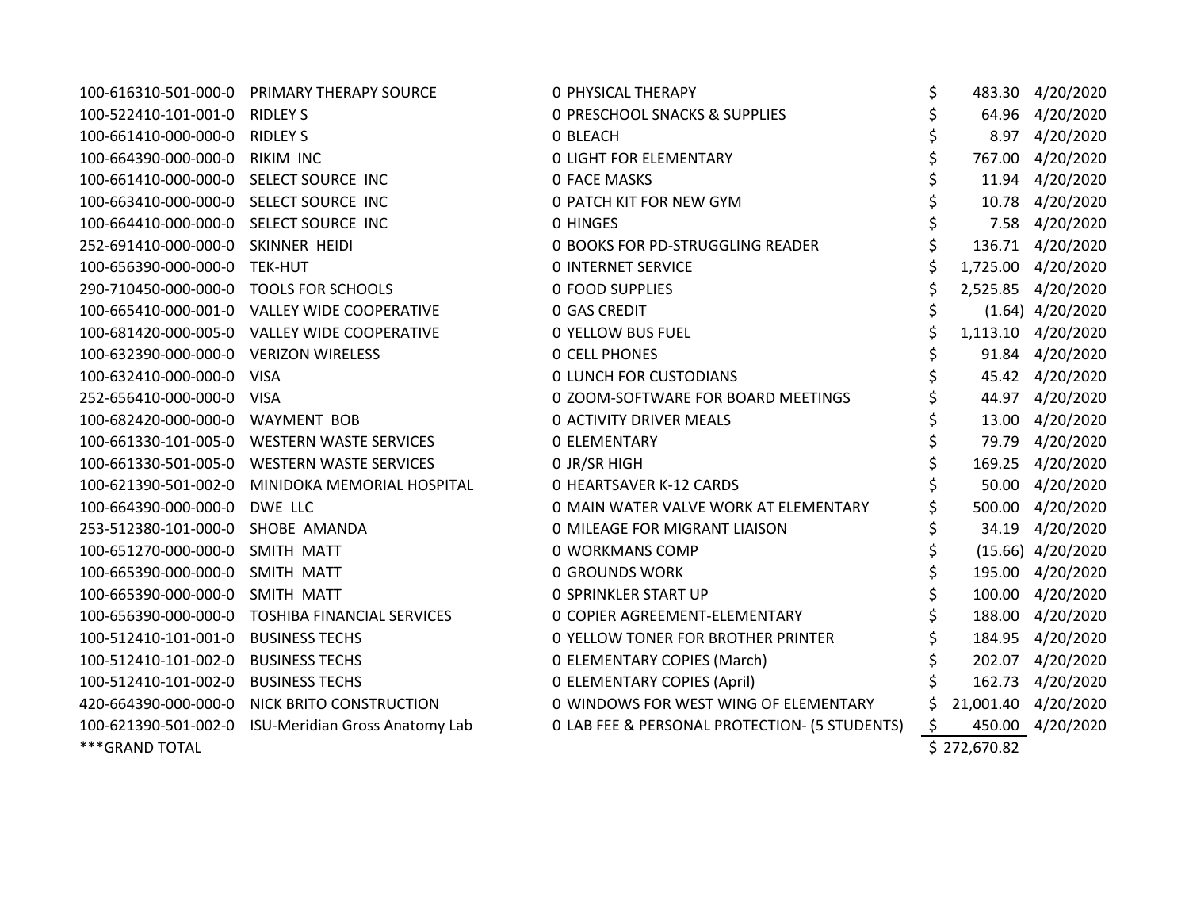| | | | | | |
|---|---|---|---|---|---|
| 100-616310-501-000-0 | PRIMARY THERAPY SOURCE | 0 PHYSICAL THERAPY | $ | 483.30 | 4/20/2020 |
| 100-522410-101-001-0 | RIDLEY S | 0 PRESCHOOL SNACKS & SUPPLIES | $ | 64.96 | 4/20/2020 |
| 100-661410-000-000-0 | RIDLEY S | 0 BLEACH | $ | 8.97 | 4/20/2020 |
| 100-664390-000-000-0 | RIKIM INC | 0 LIGHT FOR ELEMENTARY | $ | 767.00 | 4/20/2020 |
| 100-661410-000-000-0 | SELECT SOURCE INC | 0 FACE MASKS | $ | 11.94 | 4/20/2020 |
| 100-663410-000-000-0 | SELECT SOURCE INC | 0 PATCH KIT FOR NEW GYM | $ | 10.78 | 4/20/2020 |
| 100-664410-000-000-0 | SELECT SOURCE INC | 0 HINGES | $ | 7.58 | 4/20/2020 |
| 252-691410-000-000-0 | SKINNER HEIDI | 0 BOOKS FOR PD-STRUGGLING READER | $ | 136.71 | 4/20/2020 |
| 100-656390-000-000-0 | TEK-HUT | 0 INTERNET SERVICE | $ | 1,725.00 | 4/20/2020 |
| 290-710450-000-000-0 | TOOLS FOR SCHOOLS | 0 FOOD SUPPLIES | $ | 2,525.85 | 4/20/2020 |
| 100-665410-000-001-0 | VALLEY WIDE COOPERATIVE | 0 GAS CREDIT | $ | (1.64) | 4/20/2020 |
| 100-681420-000-005-0 | VALLEY WIDE COOPERATIVE | 0 YELLOW BUS FUEL | $ | 1,113.10 | 4/20/2020 |
| 100-632390-000-000-0 | VERIZON WIRELESS | 0 CELL PHONES | $ | 91.84 | 4/20/2020 |
| 100-632410-000-000-0 | VISA | 0 LUNCH FOR CUSTODIANS | $ | 45.42 | 4/20/2020 |
| 252-656410-000-000-0 | VISA | 0 ZOOM-SOFTWARE FOR BOARD MEETINGS | $ | 44.97 | 4/20/2020 |
| 100-682420-000-000-0 | WAYMENT BOB | 0 ACTIVITY DRIVER MEALS | $ | 13.00 | 4/20/2020 |
| 100-661330-101-005-0 | WESTERN WASTE SERVICES | 0 ELEMENTARY | $ | 79.79 | 4/20/2020 |
| 100-661330-501-005-0 | WESTERN WASTE SERVICES | 0 JR/SR HIGH | $ | 169.25 | 4/20/2020 |
| 100-621390-501-002-0 | MINIDOKA MEMORIAL HOSPITAL | 0 HEARTSAVER K-12 CARDS | $ | 50.00 | 4/20/2020 |
| 100-664390-000-000-0 | DWE LLC | 0 MAIN WATER VALVE WORK AT ELEMENTARY | $ | 500.00 | 4/20/2020 |
| 253-512380-101-000-0 | SHOBE AMANDA | 0 MILEAGE FOR MIGRANT LIAISON | $ | 34.19 | 4/20/2020 |
| 100-651270-000-000-0 | SMITH MATT | 0 WORKMANS COMP | $ | (15.66) | 4/20/2020 |
| 100-665390-000-000-0 | SMITH MATT | 0 GROUNDS WORK | $ | 195.00 | 4/20/2020 |
| 100-665390-000-000-0 | SMITH MATT | 0 SPRINKLER START UP | $ | 100.00 | 4/20/2020 |
| 100-656390-000-000-0 | TOSHIBA FINANCIAL SERVICES | 0 COPIER AGREEMENT-ELEMENTARY | $ | 188.00 | 4/20/2020 |
| 100-512410-101-001-0 | BUSINESS TECHS | 0 YELLOW TONER FOR BROTHER PRINTER | $ | 184.95 | 4/20/2020 |
| 100-512410-101-002-0 | BUSINESS TECHS | 0 ELEMENTARY COPIES (March) | $ | 202.07 | 4/20/2020 |
| 100-512410-101-002-0 | BUSINESS TECHS | 0 ELEMENTARY COPIES (April) | $ | 162.73 | 4/20/2020 |
| 420-664390-000-000-0 | NICK BRITO CONSTRUCTION | 0 WINDOWS FOR WEST WING OF ELEMENTARY | $ | 21,001.40 | 4/20/2020 |
| 100-621390-501-002-0 | ISU-Meridian Gross Anatomy Lab | 0 LAB FEE & PERSONAL PROTECTION- (5 STUDENTS) | $ | 450.00 | 4/20/2020 |
| ***GRAND TOTAL | | | $ | 272,670.82 | |